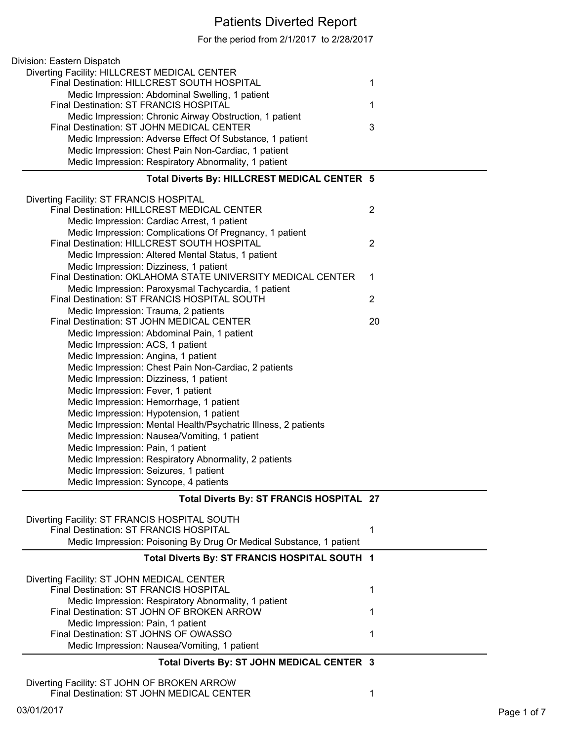# Patients Diverted Report

For the period from 2/1/2017 to 2/28/2017

Division: Eastern Dispatch

Diverting Facility: HILLCREST MEDICAL CENTER

| | |
|---|---|
| Final Destination: HILLCREST SOUTH HOSPITAL | 1 |
| Medic Impression: Abdominal Swelling, 1 patient | |
| Final Destination: ST FRANCIS HOSPITAL | 1 |
| Medic Impression: Chronic Airway Obstruction, 1 patient | |
| Final Destination: ST JOHN MEDICAL CENTER | 3 |
| Medic Impression: Adverse Effect Of Substance, 1 patient | |
| Medic Impression: Chest Pain Non-Cardiac, 1 patient | |
| Medic Impression: Respiratory Abnormality, 1 patient | |
| **Total Diverts By: HILLCREST MEDICAL CENTER** | **5** |

Diverting Facility: ST FRANCIS HOSPITAL

| | |
|---|---|
| Final Destination: HILLCREST MEDICAL CENTER | 2 |
| Medic Impression: Cardiac Arrest, 1 patient | |
| Medic Impression: Complications Of Pregnancy, 1 patient | |
| Final Destination: HILLCREST SOUTH HOSPITAL | 2 |
| Medic Impression: Altered Mental Status, 1 patient | |
| Medic Impression: Dizziness, 1 patient | |
| Final Destination: OKLAHOMA STATE UNIVERSITY MEDICAL CENTER | 1 |
| Medic Impression: Paroxysmal Tachycardia, 1 patient | |
| Final Destination: ST FRANCIS HOSPITAL SOUTH | 2 |
| Medic Impression: Trauma, 2 patients | |
| Final Destination: ST JOHN MEDICAL CENTER | 20 |
| Medic Impression: Abdominal Pain, 1 patient | |
| Medic Impression: ACS, 1 patient | |
| Medic Impression: Angina, 1 patient | |
| Medic Impression: Chest Pain Non-Cardiac, 2 patients | |
| Medic Impression: Dizziness, 1 patient | |
| Medic Impression: Fever, 1 patient | |
| Medic Impression: Hemorrhage, 1 patient | |
| Medic Impression: Hypotension, 1 patient | |
| Medic Impression: Mental Health/Psychatric Illness, 2 patients | |
| Medic Impression: Nausea/Vomiting, 1 patient | |
| Medic Impression: Pain, 1 patient | |
| Medic Impression: Respiratory Abnormality, 2 patients | |
| Medic Impression: Seizures, 1 patient | |
| Medic Impression: Syncope, 4 patients | |
| **Total Diverts By: ST FRANCIS HOSPITAL** | **27** |

Diverting Facility: ST FRANCIS HOSPITAL SOUTH

| | |
|---|---|
| Final Destination: ST FRANCIS HOSPITAL | 1 |
| Medic Impression: Poisoning By Drug Or Medical Substance, 1 patient | |
| **Total Diverts By: ST FRANCIS HOSPITAL SOUTH** | **1** |

Diverting Facility: ST JOHN MEDICAL CENTER

| | |
|---|---|
| Final Destination: ST FRANCIS HOSPITAL | 1 |
| Medic Impression: Respiratory Abnormality, 1 patient | |
| Final Destination: ST JOHN OF BROKEN ARROW | 1 |
| Medic Impression: Pain, 1 patient | |
| Final Destination: ST JOHNS OF OWASSO | 1 |
| Medic Impression: Nausea/Vomiting, 1 patient | |
| **Total Diverts By: ST JOHN MEDICAL CENTER** | **3** |

Diverting Facility: ST JOHN OF BROKEN ARROW

| | |
|---|---|
| Final Destination: ST JOHN MEDICAL CENTER | 1 |

03/01/2017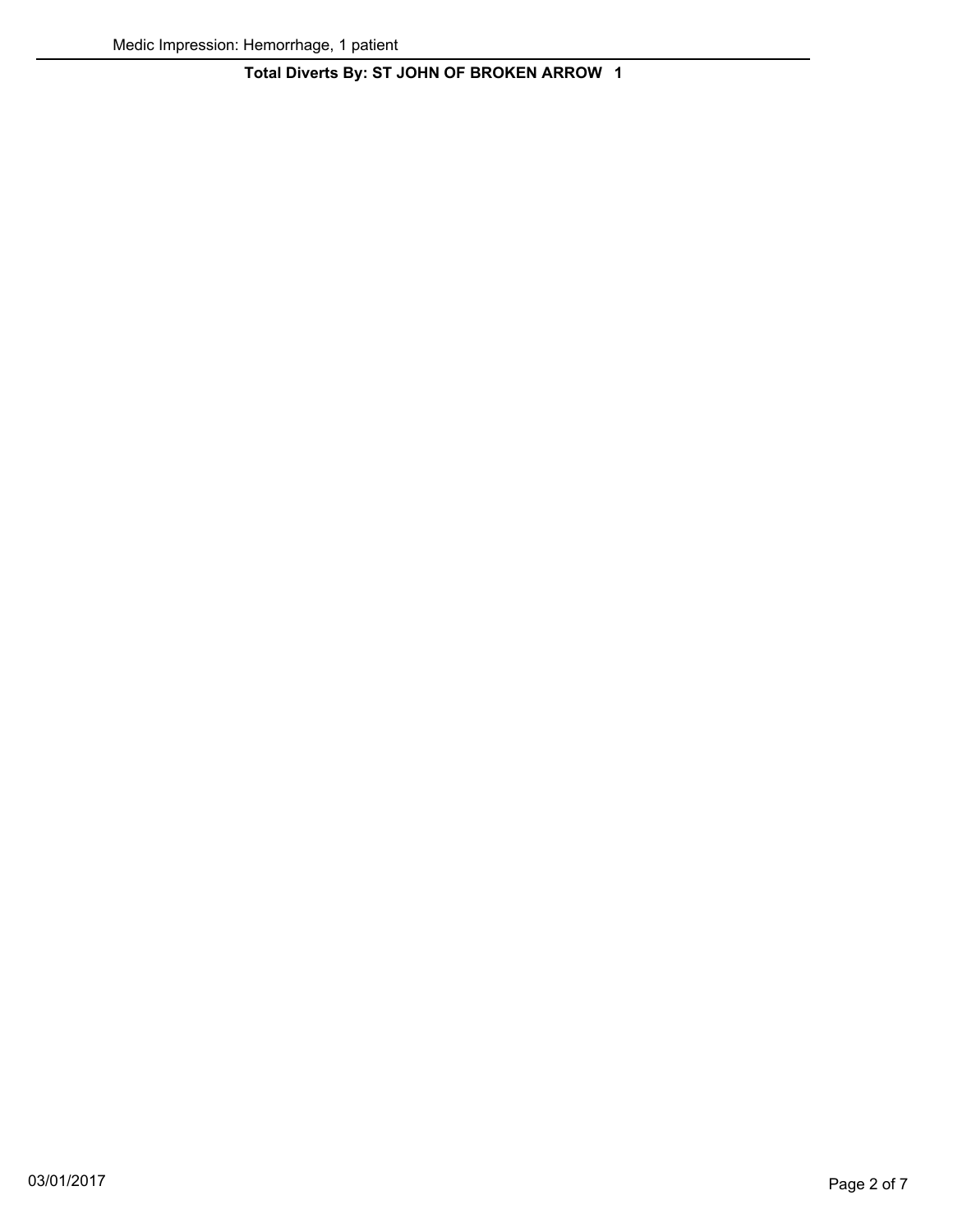Medic Impression: Hemorrhage, 1 patient

---

**Total Diverts By: ST JOHN OF BROKEN ARROW 1**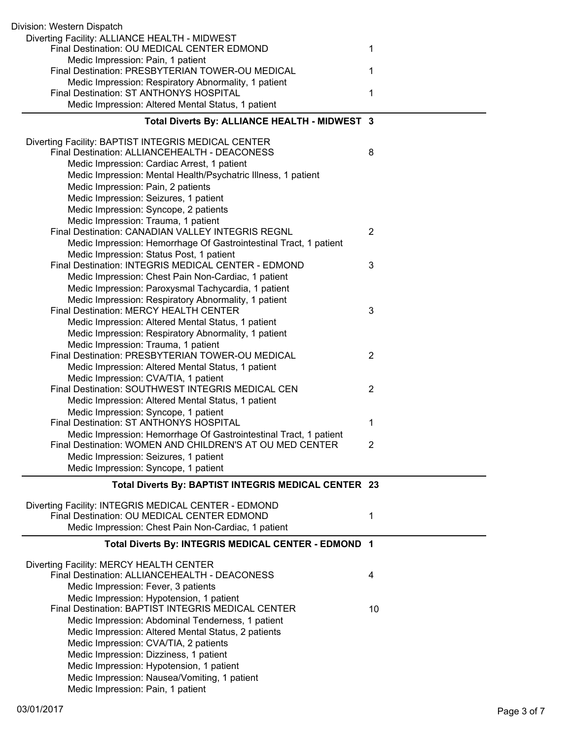Division: Western Dispatch

Diverting Facility: ALLIANCE HEALTH - MIDWEST

| | |
|---|---|
| Final Destination: OU MEDICAL CENTER EDMOND | 1 |
| Medic Impression: Pain, 1 patient | |
| Final Destination: PRESBYTERIAN TOWER-OU MEDICAL | 1 |
| Medic Impression: Respiratory Abnormality, 1 patient | |
| Final Destination: ST ANTHONYS HOSPITAL | 1 |
| Medic Impression: Altered Mental Status, 1 patient | |

**Total Diverts By: ALLIANCE HEALTH - MIDWEST 3**

Diverting Facility: BAPTIST INTEGRIS MEDICAL CENTER

| | |
|---|---|
| Final Destination: ALLIANCEHEALTH - DEACONESS | 8 |
| Medic Impression: Cardiac Arrest, 1 patient | |
| Medic Impression: Mental Health/Psychatric Illness, 1 patient | |
| Medic Impression: Pain, 2 patients | |
| Medic Impression: Seizures, 1 patient | |
| Medic Impression: Syncope, 2 patients | |
| Medic Impression: Trauma, 1 patient | |
| Final Destination: CANADIAN VALLEY INTEGRIS REGNL | 2 |
| Medic Impression: Hemorrhage Of Gastrointestinal Tract, 1 patient | |
| Medic Impression: Status Post, 1 patient | |
| Final Destination: INTEGRIS MEDICAL CENTER - EDMOND | 3 |
| Medic Impression: Chest Pain Non-Cardiac, 1 patient | |
| Medic Impression: Paroxysmal Tachycardia, 1 patient | |
| Medic Impression: Respiratory Abnormality, 1 patient | |
| Final Destination: MERCY HEALTH CENTER | 3 |
| Medic Impression: Altered Mental Status, 1 patient | |
| Medic Impression: Respiratory Abnormality, 1 patient | |
| Medic Impression: Trauma, 1 patient | |
| Final Destination: PRESBYTERIAN TOWER-OU MEDICAL | 2 |
| Medic Impression: Altered Mental Status, 1 patient | |
| Medic Impression: CVA/TIA, 1 patient | |
| Final Destination: SOUTHWEST INTEGRIS MEDICAL CEN | 2 |
| Medic Impression: Altered Mental Status, 1 patient | |
| Medic Impression: Syncope, 1 patient | |
| Final Destination: ST ANTHONYS HOSPITAL | 1 |
| Medic Impression: Hemorrhage Of Gastrointestinal Tract, 1 patient | |
| Final Destination: WOMEN AND CHILDREN'S AT OU MED CENTER | 2 |
| Medic Impression: Seizures, 1 patient | |
| Medic Impression: Syncope, 1 patient | |

**Total Diverts By: BAPTIST INTEGRIS MEDICAL CENTER 23**

Diverting Facility: INTEGRIS MEDICAL CENTER - EDMOND

| | |
|---|---|
| Final Destination: OU MEDICAL CENTER EDMOND | 1 |
| Medic Impression: Chest Pain Non-Cardiac, 1 patient | |

**Total Diverts By: INTEGRIS MEDICAL CENTER - EDMOND 1**

Diverting Facility: MERCY HEALTH CENTER

| | |
|---|---|
| Final Destination: ALLIANCEHEALTH - DEACONESS | 4 |
| Medic Impression: Fever, 3 patients | |
| Medic Impression: Hypotension, 1 patient | |
| Final Destination: BAPTIST INTEGRIS MEDICAL CENTER | 10 |
| Medic Impression: Abdominal Tenderness, 1 patient | |
| Medic Impression: Altered Mental Status, 2 patients | |
| Medic Impression: CVA/TIA, 2 patients | |
| Medic Impression: Dizziness, 1 patient | |
| Medic Impression: Hypotension, 1 patient | |
| Medic Impression: Nausea/Vomiting, 1 patient | |
| Medic Impression: Pain, 1 patient | |

03/01/2017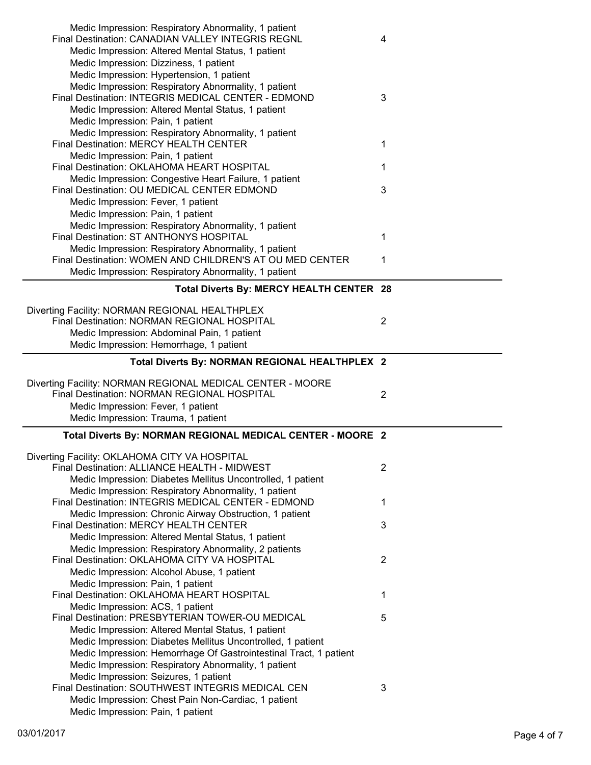Medic Impression: Respiratory Abnormality, 1 patient

Final Destination: CANADIAN VALLEY INTEGRIS REGNL — 4

- Medic Impression: Altered Mental Status, 1 patient
- Medic Impression: Dizziness, 1 patient
- Medic Impression: Hypertension, 1 patient
- Medic Impression: Respiratory Abnormality, 1 patient

Final Destination: INTEGRIS MEDICAL CENTER - EDMOND — 3

- Medic Impression: Altered Mental Status, 1 patient
- Medic Impression: Pain, 1 patient
- Medic Impression: Respiratory Abnormality, 1 patient

Final Destination: MERCY HEALTH CENTER — 1

- Medic Impression: Pain, 1 patient

Final Destination: OKLAHOMA HEART HOSPITAL — 1

- Medic Impression: Congestive Heart Failure, 1 patient

Final Destination: OU MEDICAL CENTER EDMOND — 3

- Medic Impression: Fever, 1 patient
- Medic Impression: Pain, 1 patient
- Medic Impression: Respiratory Abnormality, 1 patient

Final Destination: ST ANTHONYS HOSPITAL — 1

- Medic Impression: Respiratory Abnormality, 1 patient

Final Destination: WOMEN AND CHILDREN'S AT OU MED CENTER — 1

- Medic Impression: Respiratory Abnormality, 1 patient

**Total Diverts By: MERCY HEALTH CENTER 28**

---

Diverting Facility: NORMAN REGIONAL HEALTHPLEX

Final Destination: NORMAN REGIONAL HOSPITAL — 2

- Medic Impression: Abdominal Pain, 1 patient
- Medic Impression: Hemorrhage, 1 patient

**Total Diverts By: NORMAN REGIONAL HEALTHPLEX 2**

---

Diverting Facility: NORMAN REGIONAL MEDICAL CENTER - MOORE

Final Destination: NORMAN REGIONAL HOSPITAL — 2

- Medic Impression: Fever, 1 patient
- Medic Impression: Trauma, 1 patient

**Total Diverts By: NORMAN REGIONAL MEDICAL CENTER - MOORE 2**

---

Diverting Facility: OKLAHOMA CITY VA HOSPITAL

Final Destination: ALLIANCE HEALTH - MIDWEST — 2

- Medic Impression: Diabetes Mellitus Uncontrolled, 1 patient
- Medic Impression: Respiratory Abnormality, 1 patient

Final Destination: INTEGRIS MEDICAL CENTER - EDMOND — 1

- Medic Impression: Chronic Airway Obstruction, 1 patient

Final Destination: MERCY HEALTH CENTER — 3

- Medic Impression: Altered Mental Status, 1 patient
- Medic Impression: Respiratory Abnormality, 2 patients

Final Destination: OKLAHOMA CITY VA HOSPITAL — 2

- Medic Impression: Alcohol Abuse, 1 patient
- Medic Impression: Pain, 1 patient

Final Destination: OKLAHOMA HEART HOSPITAL — 1

- Medic Impression: ACS, 1 patient

Final Destination: PRESBYTERIAN TOWER-OU MEDICAL — 5

- Medic Impression: Altered Mental Status, 1 patient
- Medic Impression: Diabetes Mellitus Uncontrolled, 1 patient
- Medic Impression: Hemorrhage Of Gastrointestinal Tract, 1 patient
- Medic Impression: Respiratory Abnormality, 1 patient
- Medic Impression: Seizures, 1 patient

Final Destination: SOUTHWEST INTEGRIS MEDICAL CEN — 3

- Medic Impression: Chest Pain Non-Cardiac, 1 patient
- Medic Impression: Pain, 1 patient

03/01/2017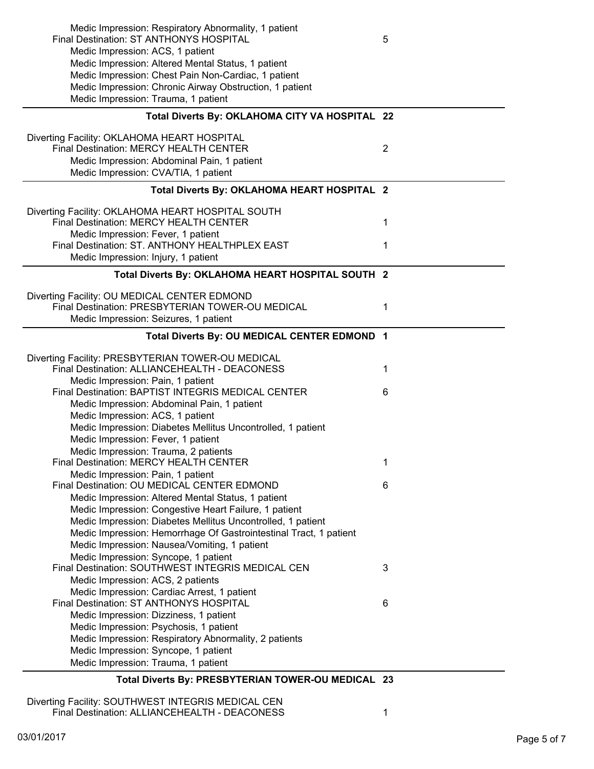Medic Impression: Respiratory Abnormality, 1 patient

Final Destination: ST ANTHONYS HOSPITAL — 5

- Medic Impression: ACS, 1 patient
- Medic Impression: Altered Mental Status, 1 patient
- Medic Impression: Chest Pain Non-Cardiac, 1 patient
- Medic Impression: Chronic Airway Obstruction, 1 patient
- Medic Impression: Trauma, 1 patient

**Total Diverts By: OKLAHOMA CITY VA HOSPITAL 22**

---

Diverting Facility: OKLAHOMA HEART HOSPITAL

Final Destination: MERCY HEALTH CENTER — 2

- Medic Impression: Abdominal Pain, 1 patient
- Medic Impression: CVA/TIA, 1 patient

**Total Diverts By: OKLAHOMA HEART HOSPITAL 2**

---

Diverting Facility: OKLAHOMA HEART HOSPITAL SOUTH

Final Destination: MERCY HEALTH CENTER — 1

- Medic Impression: Fever, 1 patient

Final Destination: ST. ANTHONY HEALTHPLEX EAST — 1

- Medic Impression: Injury, 1 patient

**Total Diverts By: OKLAHOMA HEART HOSPITAL SOUTH 2**

---

Diverting Facility: OU MEDICAL CENTER EDMOND

Final Destination: PRESBYTERIAN TOWER-OU MEDICAL — 1

- Medic Impression: Seizures, 1 patient

**Total Diverts By: OU MEDICAL CENTER EDMOND 1**

---

Diverting Facility: PRESBYTERIAN TOWER-OU MEDICAL

Final Destination: ALLIANCEHEALTH - DEACONESS — 1

- Medic Impression: Pain, 1 patient

Final Destination: BAPTIST INTEGRIS MEDICAL CENTER — 6

- Medic Impression: Abdominal Pain, 1 patient
- Medic Impression: ACS, 1 patient
- Medic Impression: Diabetes Mellitus Uncontrolled, 1 patient
- Medic Impression: Fever, 1 patient
- Medic Impression: Trauma, 2 patients

Final Destination: MERCY HEALTH CENTER — 1

- Medic Impression: Pain, 1 patient

Final Destination: OU MEDICAL CENTER EDMOND — 6

- Medic Impression: Altered Mental Status, 1 patient
- Medic Impression: Congestive Heart Failure, 1 patient
- Medic Impression: Diabetes Mellitus Uncontrolled, 1 patient
- Medic Impression: Hemorrhage Of Gastrointestinal Tract, 1 patient
- Medic Impression: Nausea/Vomiting, 1 patient
- Medic Impression: Syncope, 1 patient

Final Destination: SOUTHWEST INTEGRIS MEDICAL CEN — 3

- Medic Impression: ACS, 2 patients
- Medic Impression: Cardiac Arrest, 1 patient

Final Destination: ST ANTHONYS HOSPITAL — 6

- Medic Impression: Dizziness, 1 patient
- Medic Impression: Psychosis, 1 patient
- Medic Impression: Respiratory Abnormality, 2 patients
- Medic Impression: Syncope, 1 patient
- Medic Impression: Trauma, 1 patient

**Total Diverts By: PRESBYTERIAN TOWER-OU MEDICAL 23**

---

Diverting Facility: SOUTHWEST INTEGRIS MEDICAL CEN

Final Destination: ALLIANCEHEALTH - DEACONESS — 1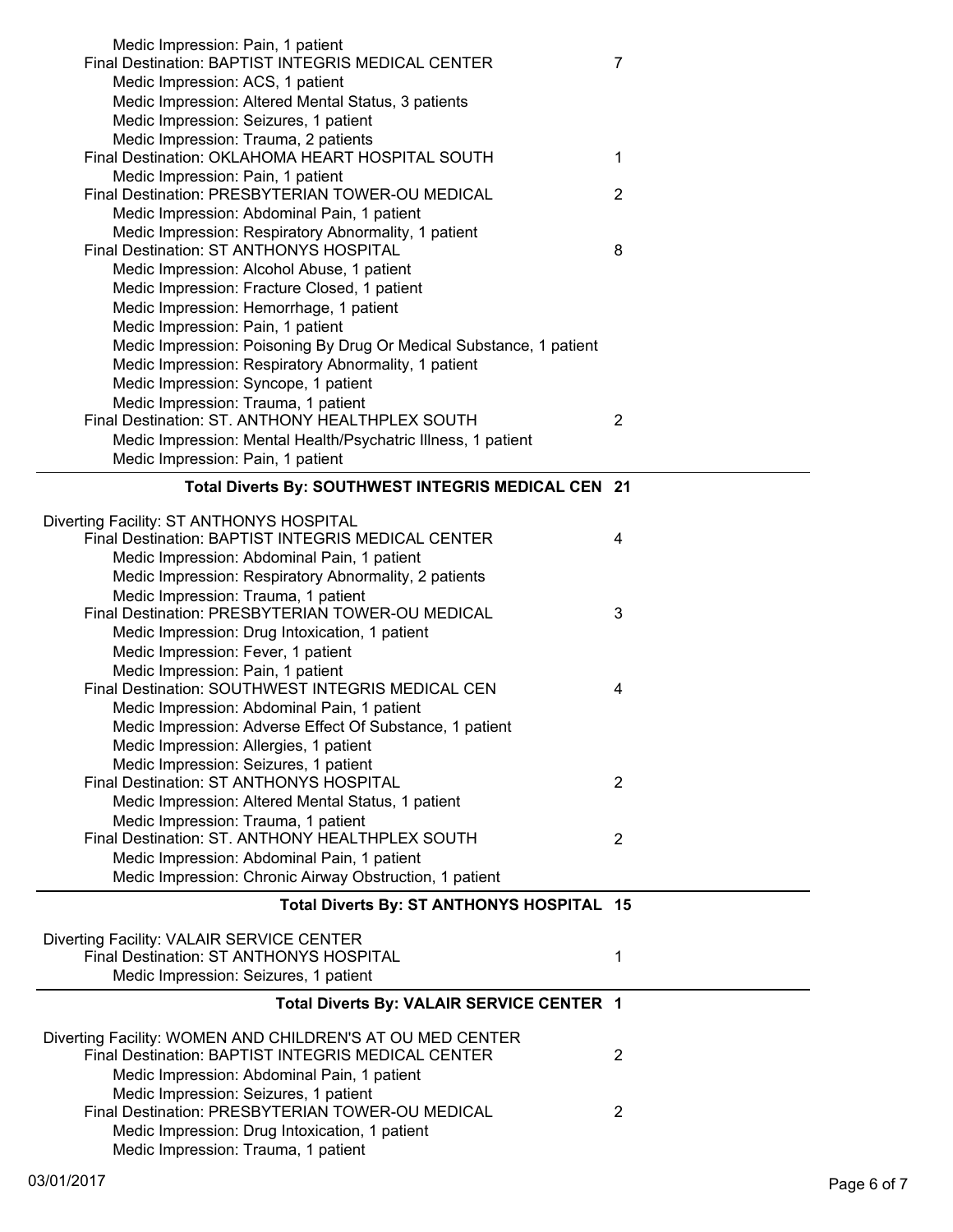Medic Impression: Pain, 1 patient

Final Destination: BAPTIST INTEGRIS MEDICAL CENTER 7

Medic Impression: ACS, 1 patient

Medic Impression: Altered Mental Status, 3 patients

Medic Impression: Seizures, 1 patient

Medic Impression: Trauma, 2 patients

Final Destination: OKLAHOMA HEART HOSPITAL SOUTH 1

Medic Impression: Pain, 1 patient

Final Destination: PRESBYTERIAN TOWER-OU MEDICAL 2

Medic Impression: Abdominal Pain, 1 patient

Medic Impression: Respiratory Abnormality, 1 patient

Final Destination: ST ANTHONYS HOSPITAL 8

Medic Impression: Alcohol Abuse, 1 patient

Medic Impression: Fracture Closed, 1 patient

Medic Impression: Hemorrhage, 1 patient

Medic Impression: Pain, 1 patient

Medic Impression: Poisoning By Drug Or Medical Substance, 1 patient

Medic Impression: Respiratory Abnormality, 1 patient

Medic Impression: Syncope, 1 patient

Medic Impression: Trauma, 1 patient

Final Destination: ST. ANTHONY HEALTHPLEX SOUTH 2

Medic Impression: Mental Health/Psychatric Illness, 1 patient

Medic Impression: Pain, 1 patient

**Total Diverts By: SOUTHWEST INTEGRIS MEDICAL CEN 21**

Diverting Facility: ST ANTHONYS HOSPITAL

Final Destination: BAPTIST INTEGRIS MEDICAL CENTER 4

Medic Impression: Abdominal Pain, 1 patient

Medic Impression: Respiratory Abnormality, 2 patients

Medic Impression: Trauma, 1 patient

Final Destination: PRESBYTERIAN TOWER-OU MEDICAL 3

Medic Impression: Drug Intoxication, 1 patient

Medic Impression: Fever, 1 patient

Medic Impression: Pain, 1 patient

Final Destination: SOUTHWEST INTEGRIS MEDICAL CEN 4

Medic Impression: Abdominal Pain, 1 patient

Medic Impression: Adverse Effect Of Substance, 1 patient

Medic Impression: Allergies, 1 patient

Medic Impression: Seizures, 1 patient

Final Destination: ST ANTHONYS HOSPITAL 2

Medic Impression: Altered Mental Status, 1 patient

Medic Impression: Trauma, 1 patient

Final Destination: ST. ANTHONY HEALTHPLEX SOUTH 2

Medic Impression: Abdominal Pain, 1 patient

Medic Impression: Chronic Airway Obstruction, 1 patient

**Total Diverts By: ST ANTHONYS HOSPITAL 15**

Diverting Facility: VALAIR SERVICE CENTER

Final Destination: ST ANTHONYS HOSPITAL 1

Medic Impression: Seizures, 1 patient

**Total Diverts By: VALAIR SERVICE CENTER 1**

Diverting Facility: WOMEN AND CHILDREN'S AT OU MED CENTER

Final Destination: BAPTIST INTEGRIS MEDICAL CENTER 2

Medic Impression: Abdominal Pain, 1 patient

Medic Impression: Seizures, 1 patient

Final Destination: PRESBYTERIAN TOWER-OU MEDICAL 2

Medic Impression: Drug Intoxication, 1 patient

Medic Impression: Trauma, 1 patient

03/01/2017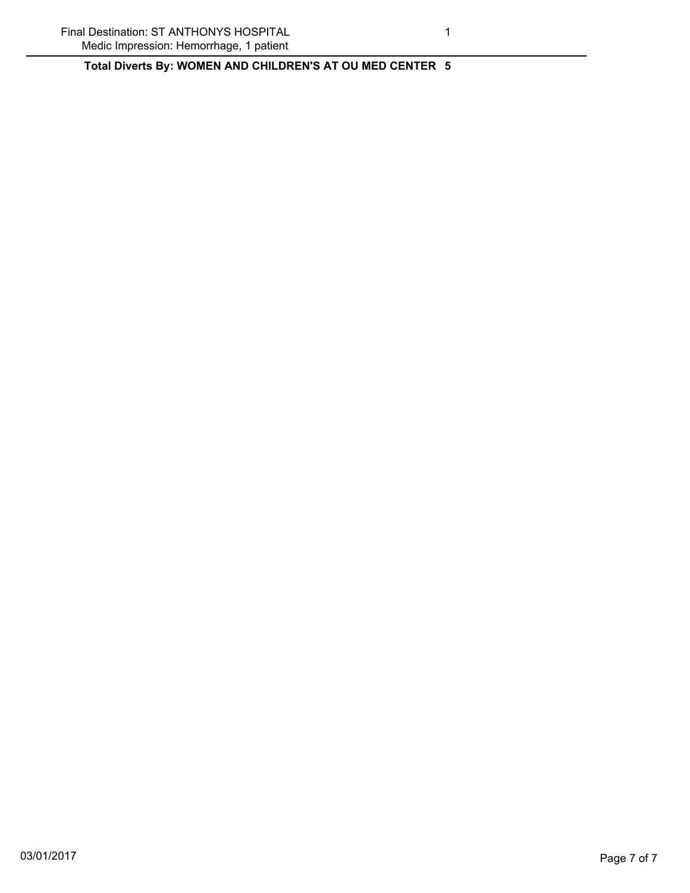Final Destination: ST ANTHONYS HOSPITAL 1

Medic Impression: Hemorrhage, 1 patient

**Total Diverts By: WOMEN AND CHILDREN'S AT OU MED CENTER 5**

03/01/2017